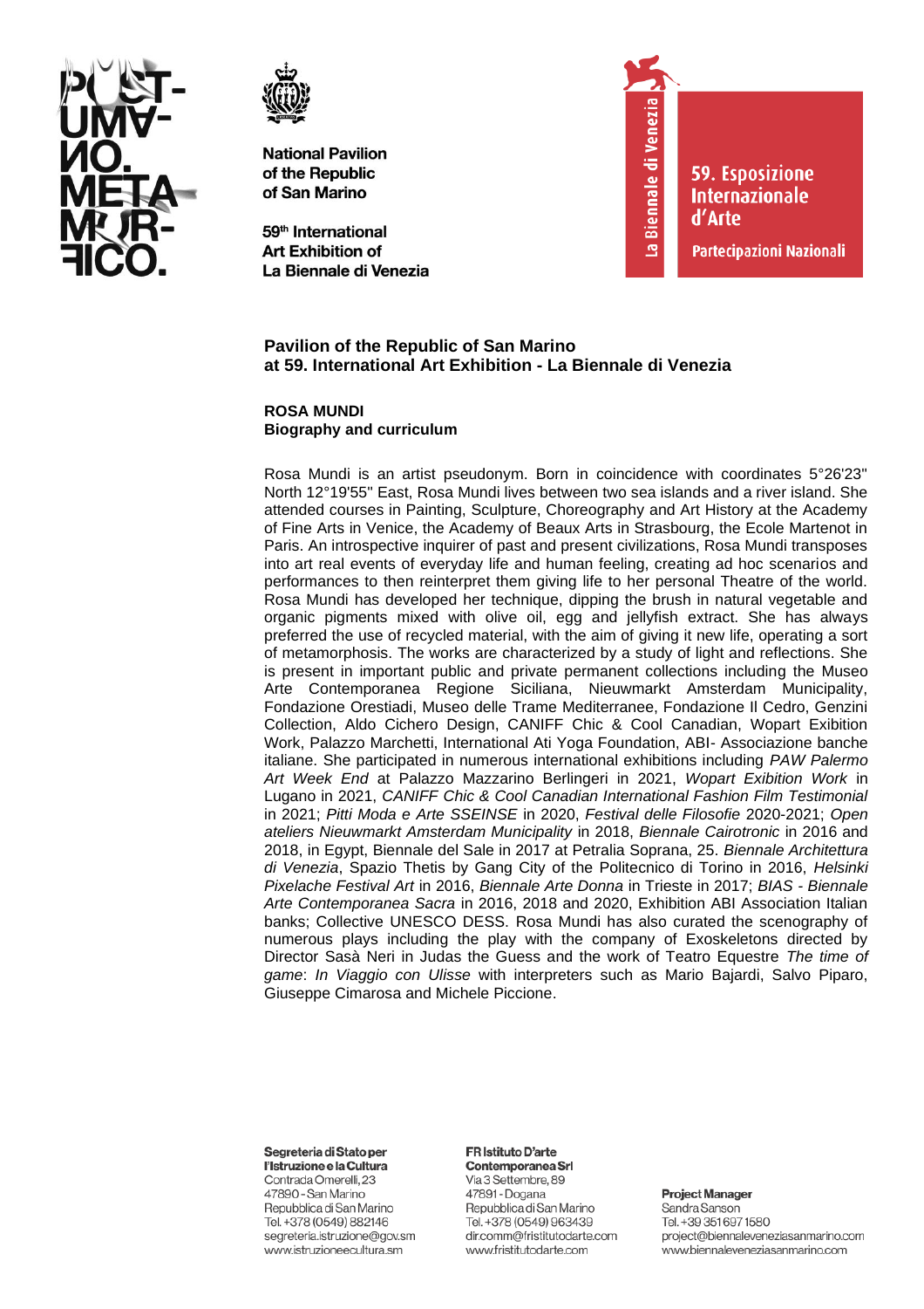POST-UMANO. METAMORFICO.

**National Pavilion of the Republic of San Marino**

**59th International Art Exhibition of La Biennale di Venezia**

La Biennale di Venezia

59. Esposizione Internazionale d'Arte

Partecipazioni Nazionali

## Pavilion of the Republic of San Marino at 59. International Art Exhibition - La Biennale di Venezia

### ROSA MUNDI
### Biography and curriculum

Rosa Mundi is an artist pseudonym. Born in coincidence with coordinates 5°26'23" North 12°19'55" East, Rosa Mundi lives between two sea islands and a river island. She attended courses in Painting, Sculpture, Choreography and Art History at the Academy of Fine Arts in Venice, the Academy of Beaux Arts in Strasbourg, the Ecole Martenot in Paris. An introspective inquirer of past and present civilizations, Rosa Mundi transposes into art real events of everyday life and human feeling, creating ad hoc scenarios and performances to then reinterpret them giving life to her personal Theatre of the world. Rosa Mundi has developed her technique, dipping the brush in natural vegetable and organic pigments mixed with olive oil, egg and jellyfish extract. She has always preferred the use of recycled material, with the aim of giving it new life, operating a sort of metamorphosis. The works are characterized by a study of light and reflections. She is present in important public and private permanent collections including the Museo Arte Contemporanea Regione Siciliana, Nieuwmarkt Amsterdam Municipality, Fondazione Orestiadi, Museo delle Trame Mediterranee, Fondazione Il Cedro, Genzini Collection, Aldo Cichero Design, CANIFF Chic & Cool Canadian, Wopart Exibition Work, Palazzo Marchetti, International Ati Yoga Foundation, ABI- Associazione banche italiane. She participated in numerous international exhibitions including *PAW Palermo Art Week End* at Palazzo Mazzarino Berlingeri in 2021, *Wopart Exibition Work* in Lugano in 2021, *CANIFF Chic & Cool Canadian International Fashion Film Testimonial* in 2021; *Pitti Moda e Arte SSEINSE* in 2020, *Festival delle Filosofie* 2020-2021; *Open ateliers Nieuwmarkt Amsterdam Municipality* in 2018, *Biennale Cairotronic* in 2016 and 2018, in Egypt, Biennale del Sale in 2017 at Petralia Soprana, 25. *Biennale Architettura di Venezia*, Spazio Thetis by Gang City of the Politecnico di Torino in 2016, *Helsinki Pixelache Festival Art* in 2016, *Biennale Arte Donna* in Trieste in 2017; *BIAS - Biennale Arte Contemporanea Sacra* in 2016, 2018 and 2020, Exhibition ABI Association Italian banks; Collective UNESCO DESS. Rosa Mundi has also curated the scenography of numerous plays including the play with the company of Exoskeletons directed by Director Sasà Neri in Judas the Guess and the work of Teatro Equestre *The time of game*: *In Viaggio con Ulisse* with interpreters such as Mario Bajardi, Salvo Piparo, Giuseppe Cimarosa and Michele Piccione.

**Segreteria di Stato per l'Istruzione e la Cultura**
Contrada Omerelli, 23
47890 - San Marino
Repubblica di San Marino
Tel. +378 (0549) 882146
segreteria.istruzione@gov.sm
www.istruzioneecultura.sm

**FR Istituto D'arte Contemporanea Srl**
Via 3 Settembre, 89
47891 - Dogana
Repubblica di San Marino
Tel. +378 (0549) 963439
dir.comm@fristitutodarte.com
www.fristitutodarte.com

**Project Manager**
Sandra Sanson
Tel. +39 351 697 1580
project@biennaleveneziasanmarino.com
www.biennaleveneziasanmarino.com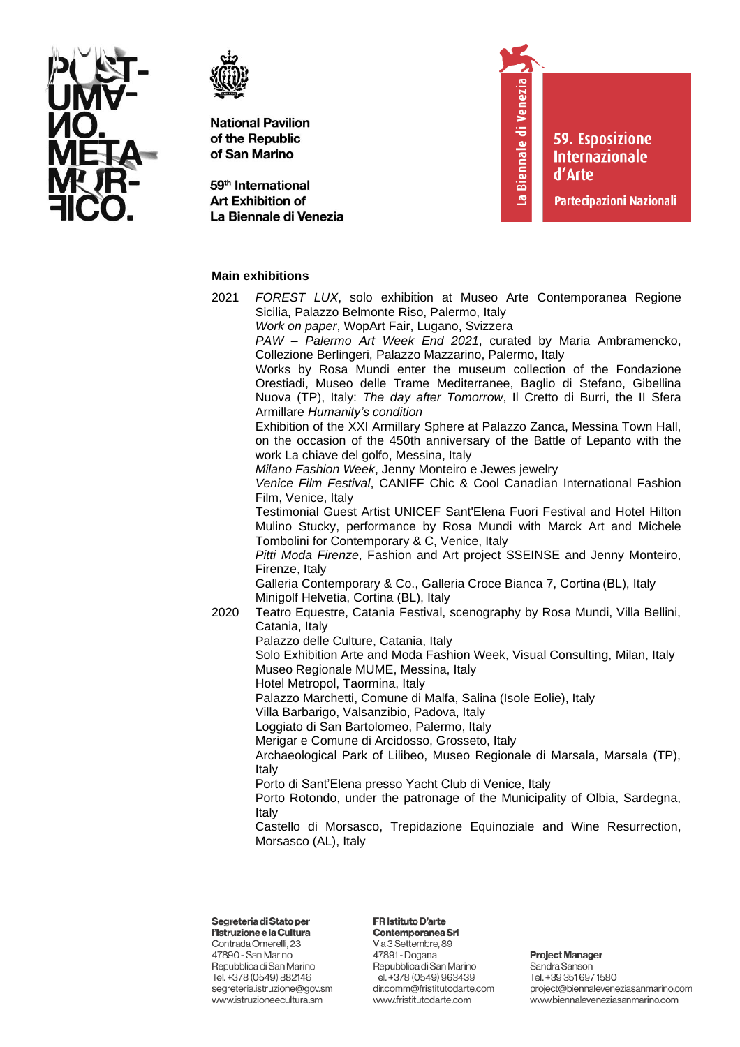### Main exhibitions

2021 *FOREST LUX*, solo exhibition at Museo Arte Contemporanea Regione Sicilia, Palazzo Belmonte Riso, Palermo, Italy
*Work on paper*, WopArt Fair, Lugano, Svizzera
*PAW – Palermo Art Week End 2021*, curated by Maria Ambramencko, Collezione Berlingeri, Palazzo Mazzarino, Palermo, Italy
Works by Rosa Mundi enter the museum collection of the Fondazione Orestiadi, Museo delle Trame Mediterranee, Baglio di Stefano, Gibellina Nuova (TP), Italy: *The day after Tomorrow*, Il Cretto di Burri, the II Sfera Armillare *Humanity's condition*
Exhibition of the XXI Armillary Sphere at Palazzo Zanca, Messina Town Hall, on the occasion of the 450th anniversary of the Battle of Lepanto with the work La chiave del golfo, Messina, Italy
*Milano Fashion Week*, Jenny Monteiro e Jewes jewelry
*Venice Film Festival*, CANIFF Chic & Cool Canadian International Fashion Film, Venice, Italy
Testimonial Guest Artist UNICEF Sant'Elena Fuori Festival and Hotel Hilton Mulino Stucky, performance by Rosa Mundi with Marck Art and Michele Tombolini for Contemporary & C, Venice, Italy
*Pitti Moda Firenze*, Fashion and Art project SSEINSE and Jenny Monteiro, Firenze, Italy
Galleria Contemporary & Co., Galleria Croce Bianca 7, Cortina (BL), Italy
Minigolf Helvetia, Cortina (BL), Italy

2020 Teatro Equestre, Catania Festival, scenography by Rosa Mundi, Villa Bellini, Catania, Italy
Palazzo delle Culture, Catania, Italy
Solo Exhibition Arte and Moda Fashion Week, Visual Consulting, Milan, Italy
Museo Regionale MUME, Messina, Italy
Hotel Metropol, Taormina, Italy
Palazzo Marchetti, Comune di Malfa, Salina (Isole Eolie), Italy
Villa Barbarigo, Valsanzibio, Padova, Italy
Loggiato di San Bartolomeo, Palermo, Italy
Merigar e Comune di Arcidosso, Grosseto, Italy
Archaeological Park of Lilibeo, Museo Regionale di Marsala, Marsala (TP), Italy
Porto di Sant'Elena presso Yacht Club di Venice, Italy
Porto Rotondo, under the patronage of the Municipality of Olbia, Sardegna, Italy
Castello di Morsasco, Trepidazione Equinoziale and Wine Resurrection, Morsasco (AL), Italy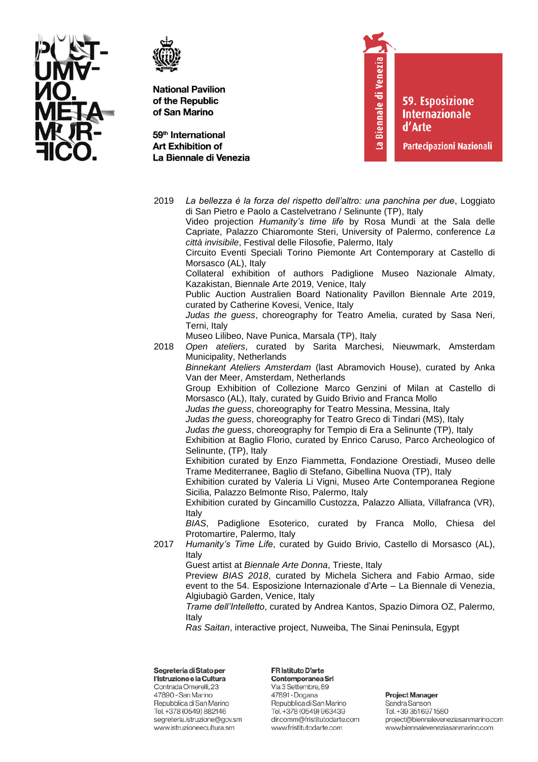2019 *La bellezza è la forza del rispetto dell'altro: una panchina per due*, Loggiato di San Pietro e Paolo a Castelvetrano / Selinunte (TP), Italy
Video projection *Humanity's time life* by Rosa Mundi at the Sala delle Capriate, Palazzo Chiaromonte Steri, University of Palermo, conference *La città invisibile*, Festival delle Filosofie, Palermo, Italy
Circuito Eventi Speciali Torino Piemonte Art Contemporary at Castello di Morsasco (AL), Italy
Collateral exhibition of authors Padiglione Museo Nazionale Almaty, Kazakistan, Biennale Arte 2019, Venice, Italy
Public Auction Australien Board Nationality Pavillon Biennale Arte 2019, curated by Catherine Kovesi, Venice, Italy
*Judas the guess*, choreography for Teatro Amelia, curated by Sasa Neri, Terni, Italy
Museo Lilibeo, Nave Punica, Marsala (TP), Italy

2018 *Open ateliers*, curated by Sarita Marchesi, Nieuwmark, Amsterdam Municipality, Netherlands
*Binnekant Ateliers Amsterdam* (last Abramovich House), curated by Anka Van der Meer, Amsterdam, Netherlands
Group Exhibition of Collezione Marco Genzini of Milan at Castello di Morsasco (AL), Italy, curated by Guido Brivio and Franca Mollo
*Judas the guess*, choreography for Teatro Messina, Messina, Italy
*Judas the guess*, choreography for Teatro Greco di Tindari (MS), Italy
*Judas the guess*, choreography for Tempio di Era a Selinunte (TP), Italy
Exhibition at Baglio Florio, curated by Enrico Caruso, Parco Archeologico of Selinunte, (TP), Italy
Exhibition curated by Enzo Fiammetta, Fondazione Orestiadi, Museo delle Trame Mediterranee, Baglio di Stefano, Gibellina Nuova (TP), Italy
Exhibition curated by Valeria Li Vigni, Museo Arte Contemporanea Regione Sicilia, Palazzo Belmonte Riso, Palermo, Italy
Exhibition curated by Gincamillo Custozza, Palazzo Alliata, Villafranca (VR), Italy
*BIAS*, Padiglione Esoterico, curated by Franca Mollo, Chiesa del Protomartire, Palermo, Italy

2017 *Humanity's Time Life*, curated by Guido Brivio, Castello di Morsasco (AL), Italy
Guest artist at *Biennale Arte Donna*, Trieste, Italy
Preview *BIAS 2018*, curated by Michela Sichera and Fabio Armao, side event to the 54. Esposizione Internazionale d'Arte – La Biennale di Venezia, Algiubagiò Garden, Venice, Italy
*Trame dell'Intelletto*, curated by Andrea Kantos, Spazio Dimora OZ, Palermo, Italy
*Ras Saitan*, interactive project, Nuweiba, The Sinai Peninsula, Egypt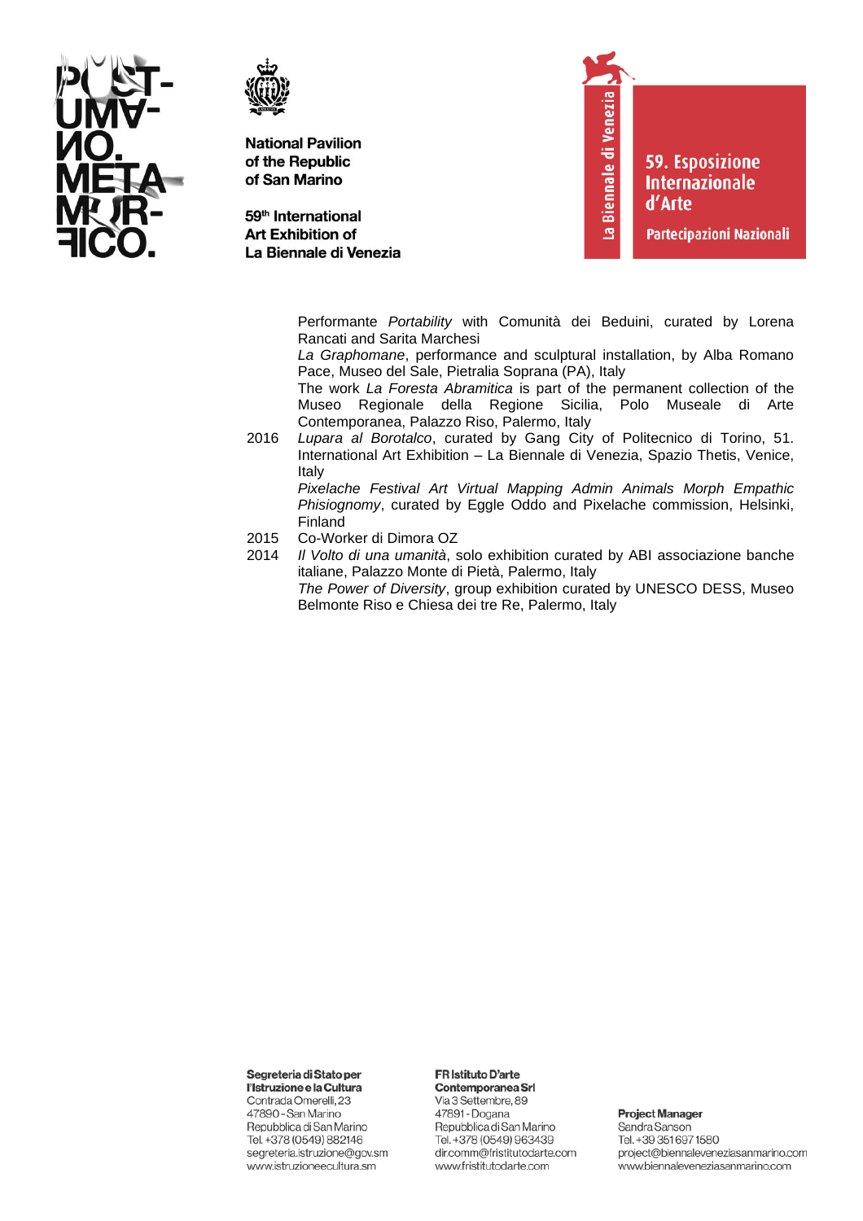Performante *Portability* with Comunità dei Beduini, curated by Lorena Rancati and Sarita Marchesi
*La Graphomane*, performance and sculptural installation, by Alba Romano Pace, Museo del Sale, Pietralia Soprana (PA), Italy
The work *La Foresta Abramitica* is part of the permanent collection of the Museo Regionale della Regione Sicilia, Polo Museale di Arte Contemporanea, Palazzo Riso, Palermo, Italy

2016 *Lupara al Borotalco*, curated by Gang City of Politecnico di Torino, 51. International Art Exhibition – La Biennale di Venezia, Spazio Thetis, Venice, Italy
*Pixelache Festival Art Virtual Mapping Admin Animals Morph Empathic Phisiognomy*, curated by Eggle Oddo and Pixelache commission, Helsinki, Finland

2015 Co-Worker di Dimora OZ

2014 *Il Volto di una umanità*, solo exhibition curated by ABI associazione banche italiane, Palazzo Monte di Pietà, Palermo, Italy
*The Power of Diversity*, group exhibition curated by UNESCO DESS, Museo Belmonte Riso e Chiesa dei tre Re, Palermo, Italy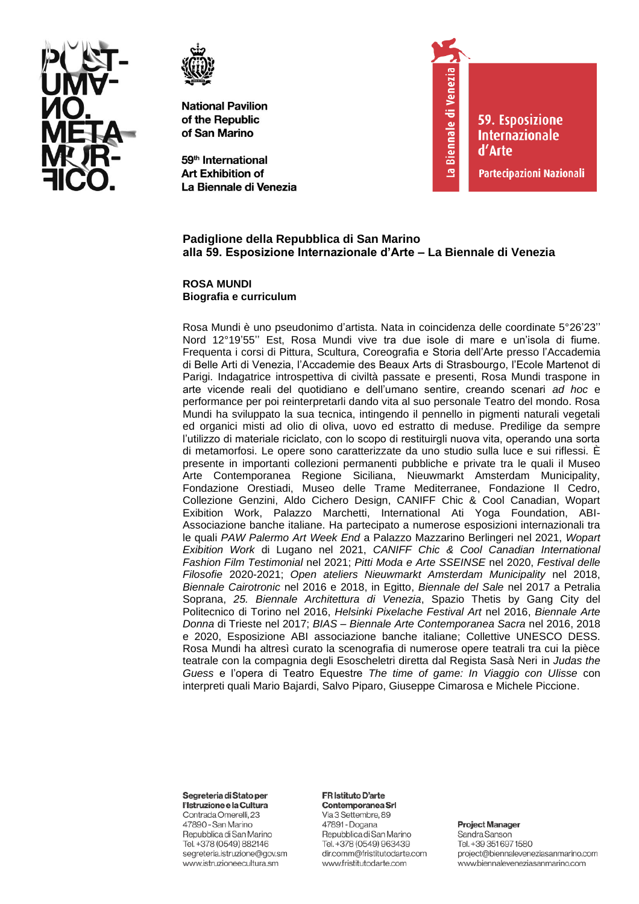National Pavilion of the Republic of San Marino

59th International Art Exhibition of La Biennale di Venezia

La Biennale di Venezia

59. Esposizione Internazionale d'Arte

Partecipazioni Nazionali

**Padiglione della Repubblica di San Marino**
**alla 59. Esposizione Internazionale d'Arte – La Biennale di Venezia**

**ROSA MUNDI**
**Biografia e curriculum**

Rosa Mundi è uno pseudonimo d'artista. Nata in coincidenza delle coordinate 5°26'23'' Nord 12°19'55'' Est, Rosa Mundi vive tra due isole di mare e un'isola di fiume. Frequenta i corsi di Pittura, Scultura, Coreografia e Storia dell'Arte presso l'Accademia di Belle Arti di Venezia, l'Accademie des Beaux Arts di Strasbourgo, l'Ecole Martenot di Parigi. Indagatrice introspettiva di civiltà passate e presenti, Rosa Mundi traspone in arte vicende reali del quotidiano e dell'umano sentire, creando scenari *ad hoc* e performance per poi reinterpretarli dando vita al suo personale Teatro del mondo. Rosa Mundi ha sviluppato la sua tecnica, intingendo il pennello in pigmenti naturali vegetali ed organici misti ad olio di oliva, uovo ed estratto di meduse. Predilige da sempre l'utilizzo di materiale riciclato, con lo scopo di restituirgli nuova vita, operando una sorta di metamorfosi. Le opere sono caratterizzate da uno studio sulla luce e sui riflessi. È presente in importanti collezioni permanenti pubbliche e private tra le quali il Museo Arte Contemporanea Regione Siciliana, Nieuwmarkt Amsterdam Municipality, Fondazione Orestiadi, Museo delle Trame Mediterranee, Fondazione Il Cedro, Collezione Genzini, Aldo Cichero Design, CANIFF Chic & Cool Canadian, Wopart Exibition Work, Palazzo Marchetti, International Ati Yoga Foundation, ABI-Associazione banche italiane. Ha partecipato a numerose esposizioni internazionali tra le quali *PAW Palermo Art Week End* a Palazzo Mazzarino Berlingeri nel 2021, *Wopart Exibition Work* di Lugano nel 2021, *CANIFF Chic & Cool Canadian International Fashion Film Testimonial* nel 2021; *Pitti Moda e Arte SSEINSE* nel 2020, *Festival delle Filosofie* 2020-2021; *Open ateliers Nieuwmarkt Amsterdam Municipality* nel 2018, *Biennale Cairotronic* nel 2016 e 2018, in Egitto, *Biennale del Sale* nel 2017 a Petralia Soprana, *25. Biennale Architettura di Venezia*, Spazio Thetis by Gang City del Politecnico di Torino nel 2016, *Helsinki Pixelache Festival Art* nel 2016, *Biennale Arte Donna* di Trieste nel 2017; *BIAS – Biennale Arte Contemporanea Sacra* nel 2016, 2018 e 2020, Esposizione ABI associazione banche italiane; Collettive UNESCO DESS. Rosa Mundi ha altresì curato la scenografia di numerose opere teatrali tra cui la pièce teatrale con la compagnia degli Esoscheletri diretta dal Regista Sasà Neri in *Judas the Guess* e l'opera di Teatro Equestre *The time of game: In Viaggio con Ulisse* con interpreti quali Mario Bajardi, Salvo Piparo, Giuseppe Cimarosa e Michele Piccione.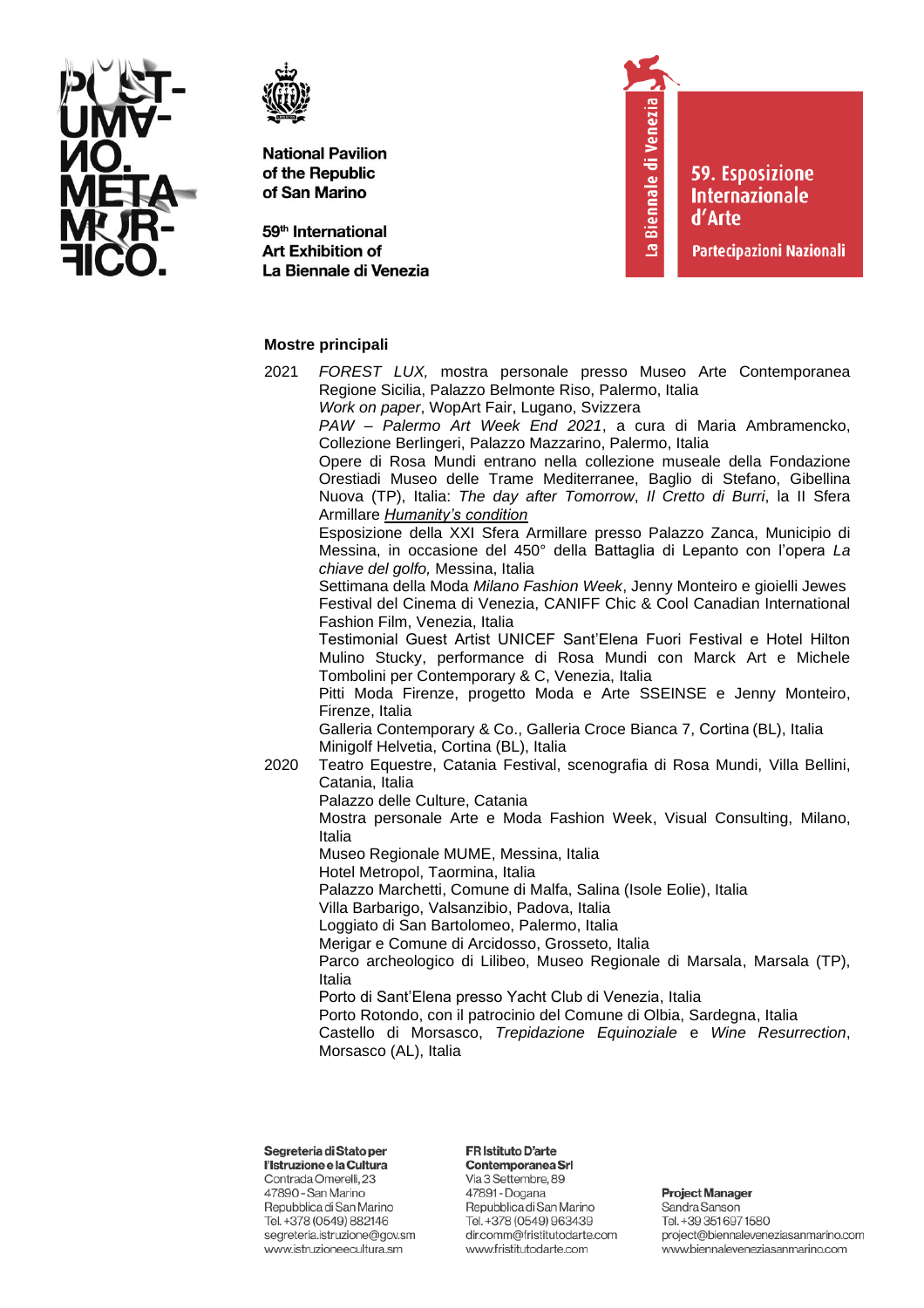### Mostre principali

2021 *FOREST LUX,* mostra personale presso Museo Arte Contemporanea Regione Sicilia, Palazzo Belmonte Riso, Palermo, Italia
*Work on paper*, WopArt Fair, Lugano, Svizzera
*PAW – Palermo Art Week End 2021*, a cura di Maria Ambramencko, Collezione Berlingeri, Palazzo Mazzarino, Palermo, Italia
Opere di Rosa Mundi entrano nella collezione museale della Fondazione Orestiadi Museo delle Trame Mediterranee, Baglio di Stefano, Gibellina Nuova (TP), Italia: *The day after Tomorrow*, *Il Cretto di Burri*, la II Sfera Armillare *Humanity's condition*
Esposizione della XXI Sfera Armillare presso Palazzo Zanca, Municipio di Messina, in occasione del 450° della Battaglia di Lepanto con l'opera *La chiave del golfo,* Messina, Italia
Settimana della Moda *Milano Fashion Week*, Jenny Monteiro e gioielli Jewes Festival del Cinema di Venezia, CANIFF Chic & Cool Canadian International Fashion Film, Venezia, Italia
Testimonial Guest Artist UNICEF Sant'Elena Fuori Festival e Hotel Hilton Mulino Stucky, performance di Rosa Mundi con Marck Art e Michele Tombolini per Contemporary & C, Venezia, Italia
Pitti Moda Firenze, progetto Moda e Arte SSEINSE e Jenny Monteiro, Firenze, Italia
Galleria Contemporary & Co., Galleria Croce Bianca 7, Cortina (BL), Italia
Minigolf Helvetia, Cortina (BL), Italia

2020 Teatro Equestre, Catania Festival, scenografia di Rosa Mundi, Villa Bellini, Catania, Italia
Palazzo delle Culture, Catania
Mostra personale Arte e Moda Fashion Week, Visual Consulting, Milano, Italia
Museo Regionale MUME, Messina, Italia
Hotel Metropol, Taormina, Italia
Palazzo Marchetti, Comune di Malfa, Salina (Isole Eolie), Italia
Villa Barbarigo, Valsanzibio, Padova, Italia
Loggiato di San Bartolomeo, Palermo, Italia
Merigar e Comune di Arcidosso, Grosseto, Italia
Parco archeologico di Lilibeo, Museo Regionale di Marsala, Marsala (TP), Italia
Porto di Sant'Elena presso Yacht Club di Venezia, Italia
Porto Rotondo, con il patrocinio del Comune di Olbia, Sardegna, Italia
Castello di Morsasco, *Trepidazione Equinoziale* e *Wine Resurrection*, Morsasco (AL), Italia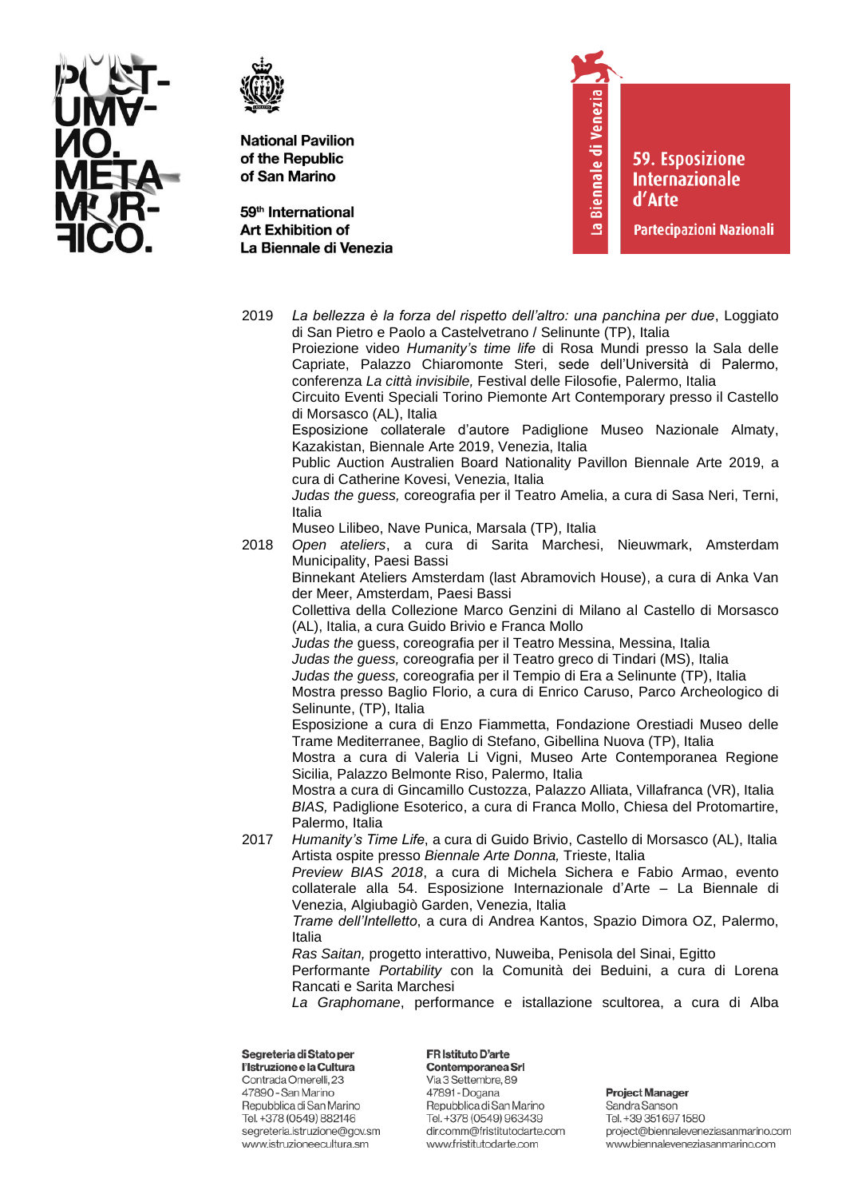2019 *La bellezza è la forza del rispetto dell'altro: una panchina per due*, Loggiato di San Pietro e Paolo a Castelvetrano / Selinunte (TP), Italia
Proiezione video *Humanity's time life* di Rosa Mundi presso la Sala delle Capriate, Palazzo Chiaromonte Steri, sede dell'Università di Palermo, conferenza *La città invisibile,* Festival delle Filosofie, Palermo, Italia
Circuito Eventi Speciali Torino Piemonte Art Contemporary presso il Castello di Morsasco (AL), Italia
Esposizione collaterale d'autore Padiglione Museo Nazionale Almaty, Kazakistan, Biennale Arte 2019, Venezia, Italia
Public Auction Australien Board Nationality Pavillon Biennale Arte 2019, a cura di Catherine Kovesi, Venezia, Italia
*Judas the guess,* coreografia per il Teatro Amelia, a cura di Sasa Neri, Terni, Italia
Museo Lilibeo, Nave Punica, Marsala (TP), Italia

2018 *Open ateliers*, a cura di Sarita Marchesi, Nieuwmark, Amsterdam Municipality, Paesi Bassi
Binnekant Ateliers Amsterdam (last Abramovich House), a cura di Anka Van der Meer, Amsterdam, Paesi Bassi
Collettiva della Collezione Marco Genzini di Milano al Castello di Morsasco (AL), Italia, a cura Guido Brivio e Franca Mollo
*Judas the* guess, coreografia per il Teatro Messina, Messina, Italia
*Judas the guess,* coreografia per il Teatro greco di Tindari (MS), Italia
*Judas the guess,* coreografia per il Tempio di Era a Selinunte (TP), Italia
Mostra presso Baglio Florio, a cura di Enrico Caruso, Parco Archeologico di Selinunte, (TP), Italia
Esposizione a cura di Enzo Fiammetta, Fondazione Orestiadi Museo delle Trame Mediterranee, Baglio di Stefano, Gibellina Nuova (TP), Italia
Mostra a cura di Valeria Li Vigni, Museo Arte Contemporanea Regione Sicilia, Palazzo Belmonte Riso, Palermo, Italia
Mostra a cura di Gincamillo Custozza, Palazzo Alliata, Villafranca (VR), Italia
*BIAS,* Padiglione Esoterico, a cura di Franca Mollo, Chiesa del Protomartire, Palermo, Italia

2017 *Humanity's Time Life*, a cura di Guido Brivio, Castello di Morsasco (AL), Italia
Artista ospite presso *Biennale Arte Donna,* Trieste, Italia
*Preview BIAS 2018*, a cura di Michela Sichera e Fabio Armao, evento collaterale alla 54. Esposizione Internazionale d'Arte – La Biennale di Venezia, Algiubagiò Garden, Venezia, Italia
*Trame dell'Intelletto*, a cura di Andrea Kantos, Spazio Dimora OZ, Palermo, Italia
*Ras Saitan,* progetto interattivo, Nuweiba, Penisola del Sinai, Egitto
Performante *Portability* con la Comunità dei Beduini, a cura di Lorena Rancati e Sarita Marchesi
*La Graphomane*, performance e istallazione scultorea, a cura di Alba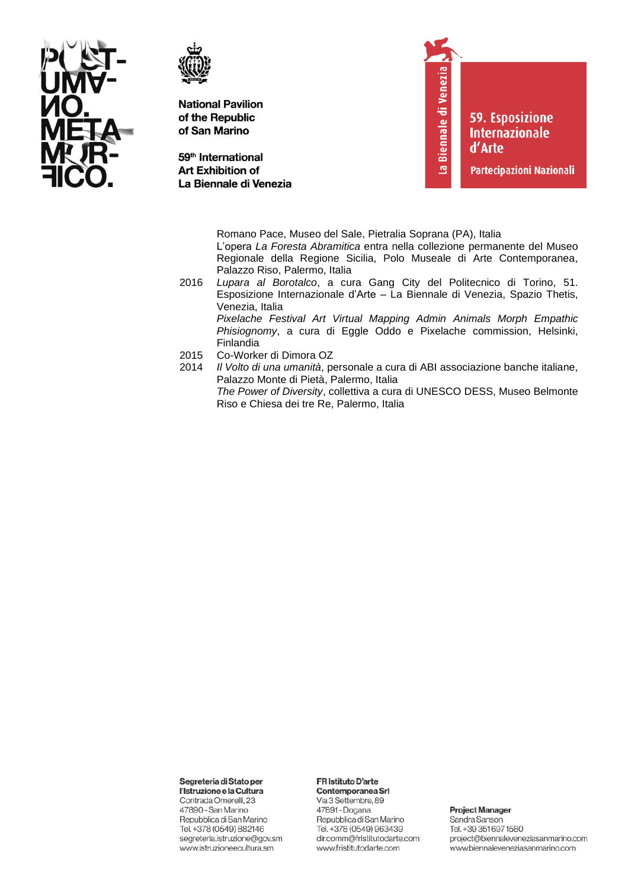Romano Pace, Museo del Sale, Pietralia Soprana (PA), Italia
L'opera *La Foresta Abramitica* entra nella collezione permanente del Museo Regionale della Regione Sicilia, Polo Museale di Arte Contemporanea, Palazzo Riso, Palermo, Italia

2016 *Lupara al Borotalco*, a cura Gang City del Politecnico di Torino, 51. Esposizione Internazionale d'Arte – La Biennale di Venezia, Spazio Thetis, Venezia, Italia
*Pixelache Festival Art Virtual Mapping Admin Animals Morph Empathic Phisiognomy*, a cura di Eggle Oddo e Pixelache commission, Helsinki, Finlandia

2015 Co-Worker di Dimora OZ

2014 *Il Volto di una umanità*, personale a cura di ABI associazione banche italiane, Palazzo Monte di Pietà, Palermo, Italia
*The Power of Diversity*, collettiva a cura di UNESCO DESS, Museo Belmonte Riso e Chiesa dei tre Re, Palermo, Italia